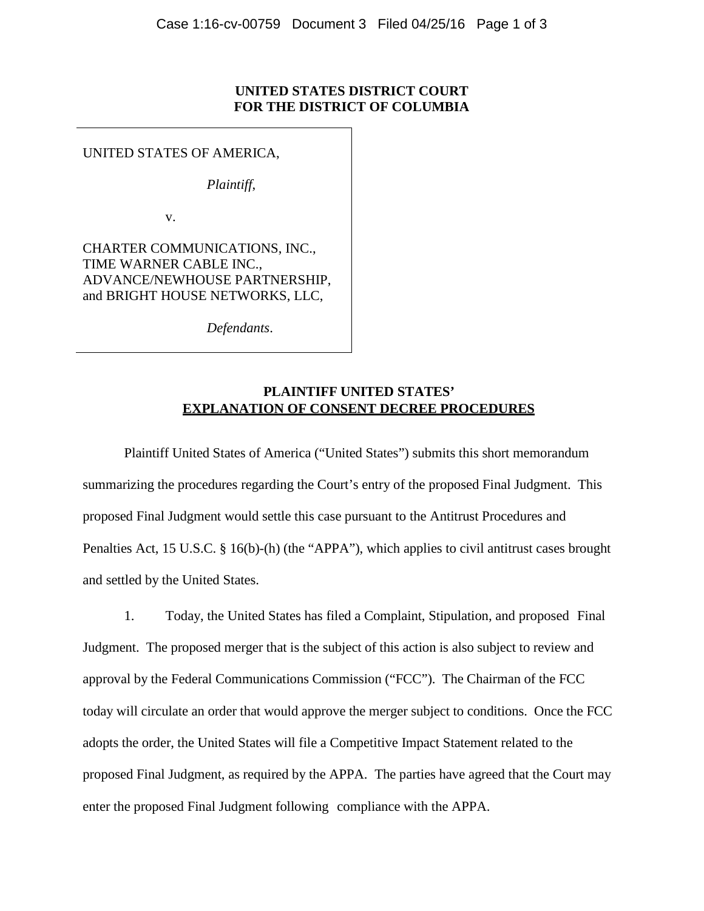**UNITED STATES DISTRICT COURT**
**FOR THE DISTRICT OF COLUMBIA**

UNITED STATES OF AMERICA,

*Plaintiff,*

v.

CHARTER COMMUNICATIONS, INC.,
TIME WARNER CABLE INC.,
ADVANCE/NEWHOUSE PARTNERSHIP,
and BRIGHT HOUSE NETWORKS, LLC,

*Defendants*.

**PLAINTIFF UNITED STATES'**
**EXPLANATION OF CONSENT DECREE PROCEDURES**

Plaintiff United States of America ("United States") submits this short memorandum summarizing the procedures regarding the Court's entry of the proposed Final Judgment. This proposed Final Judgment would settle this case pursuant to the Antitrust Procedures and Penalties Act, 15 U.S.C. § 16(b)-(h) (the "APPA"), which applies to civil antitrust cases brought and settled by the United States.

1. Today, the United States has filed a Complaint, Stipulation, and proposed Final Judgment. The proposed merger that is the subject of this action is also subject to review and approval by the Federal Communications Commission ("FCC"). The Chairman of the FCC today will circulate an order that would approve the merger subject to conditions. Once the FCC adopts the order, the United States will file a Competitive Impact Statement related to the proposed Final Judgment, as required by the APPA. The parties have agreed that the Court may enter the proposed Final Judgment following compliance with the APPA.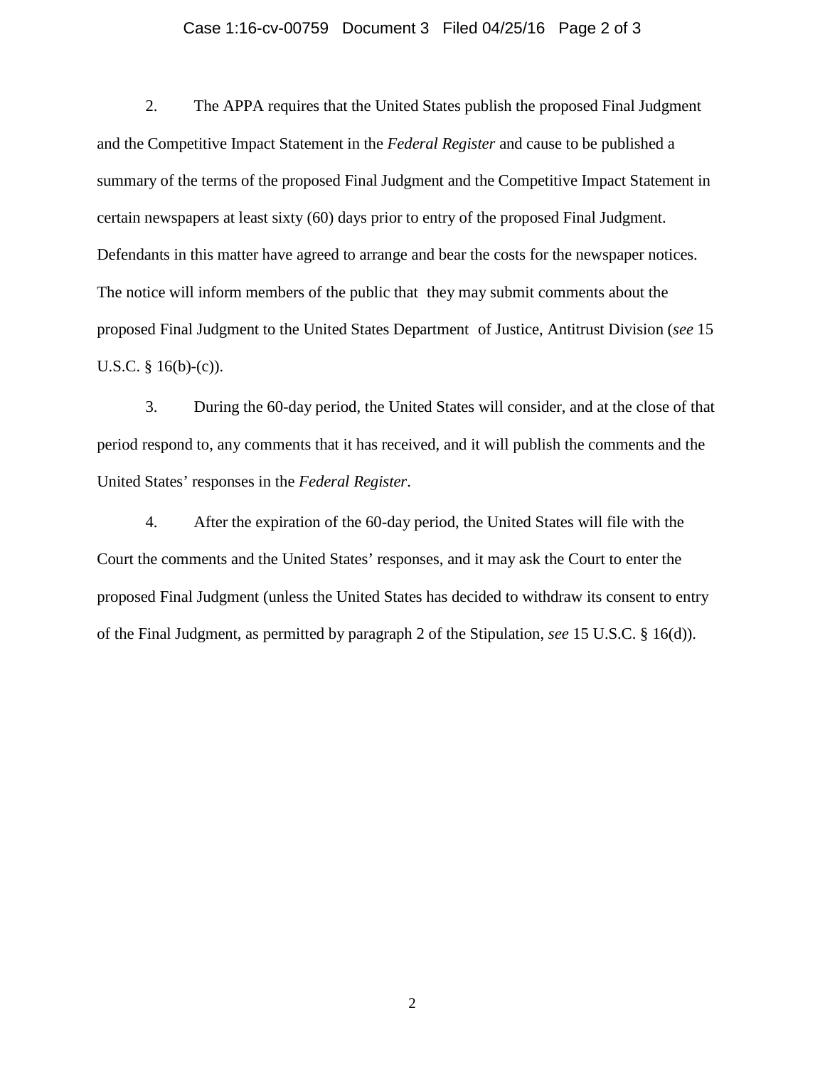2. The APPA requires that the United States publish the proposed Final Judgment and the Competitive Impact Statement in the *Federal Register* and cause to be published a summary of the terms of the proposed Final Judgment and the Competitive Impact Statement in certain newspapers at least sixty (60) days prior to entry of the proposed Final Judgment. Defendants in this matter have agreed to arrange and bear the costs for the newspaper notices. The notice will inform members of the public that they may submit comments about the proposed Final Judgment to the United States Department of Justice, Antitrust Division (*see* 15 U.S.C. § 16(b)-(c)).

3. During the 60-day period, the United States will consider, and at the close of that period respond to, any comments that it has received, and it will publish the comments and the United States' responses in the *Federal Register*.

4. After the expiration of the 60-day period, the United States will file with the Court the comments and the United States' responses, and it may ask the Court to enter the proposed Final Judgment (unless the United States has decided to withdraw its consent to entry of the Final Judgment, as permitted by paragraph 2 of the Stipulation, *see* 15 U.S.C. § 16(d)).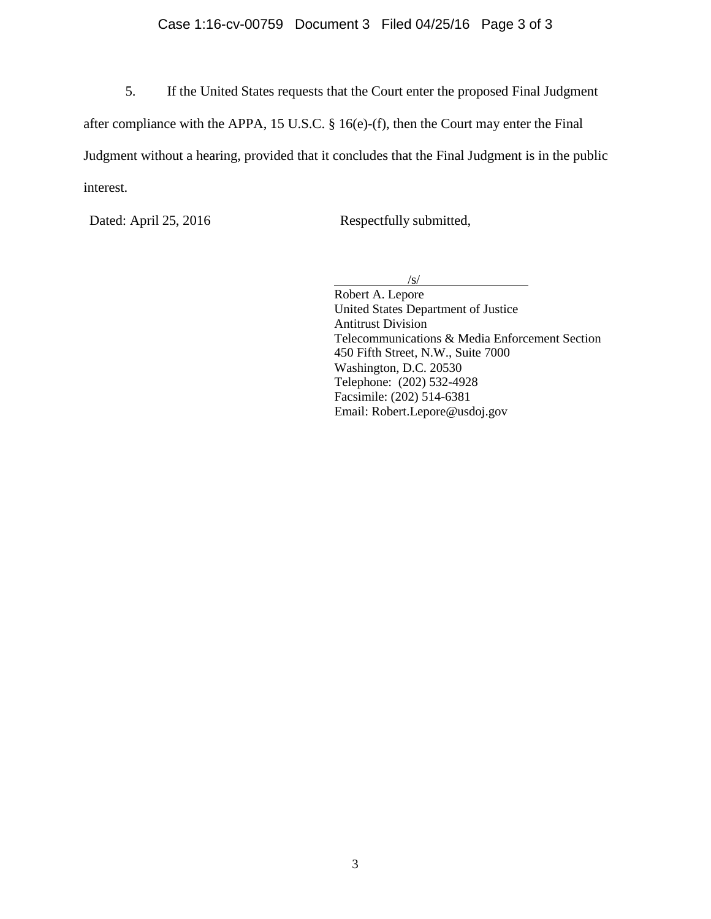5. If the United States requests that the Court enter the proposed Final Judgment after compliance with the APPA, 15 U.S.C. § 16(e)-(f), then the Court may enter the Final Judgment without a hearing, provided that it concludes that the Final Judgment is in the public interest.

Dated: April 25, 2016

Respectfully submitted,

/s/

Robert A. Lepore
United States Department of Justice
Antitrust Division
Telecommunications & Media Enforcement Section
450 Fifth Street, N.W., Suite 7000
Washington, D.C. 20530
Telephone: (202) 532-4928
Facsimile: (202) 514-6381
Email: Robert.Lepore@usdoj.gov